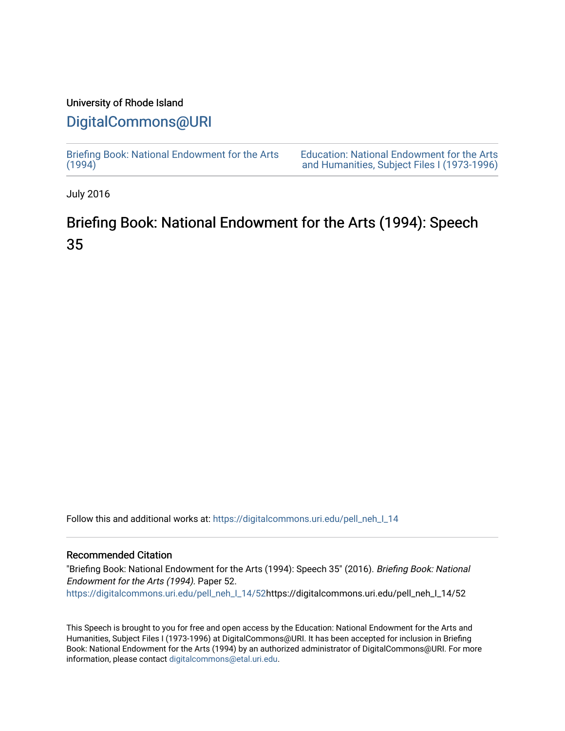University of Rhode Island

# DigitalCommons@URI

Briefing Book: National Endowment for the Arts (1994)

Education: National Endowment for the Arts and Humanities, Subject Files I (1973-1996)

July 2016

## Briefing Book: National Endowment for the Arts (1994): Speech 35

Follow this and additional works at: https://digitalcommons.uri.edu/pell_neh_I_14

### Recommended Citation

"Briefing Book: National Endowment for the Arts (1994): Speech 35" (2016). *Briefing Book: National Endowment for the Arts (1994).* Paper 52.
https://digitalcommons.uri.edu/pell_neh_I_14/52https://digitalcommons.uri.edu/pell_neh_I_14/52

This Speech is brought to you for free and open access by the Education: National Endowment for the Arts and Humanities, Subject Files I (1973-1996) at DigitalCommons@URI. It has been accepted for inclusion in Briefing Book: National Endowment for the Arts (1994) by an authorized administrator of DigitalCommons@URI. For more information, please contact digitalcommons@etal.uri.edu.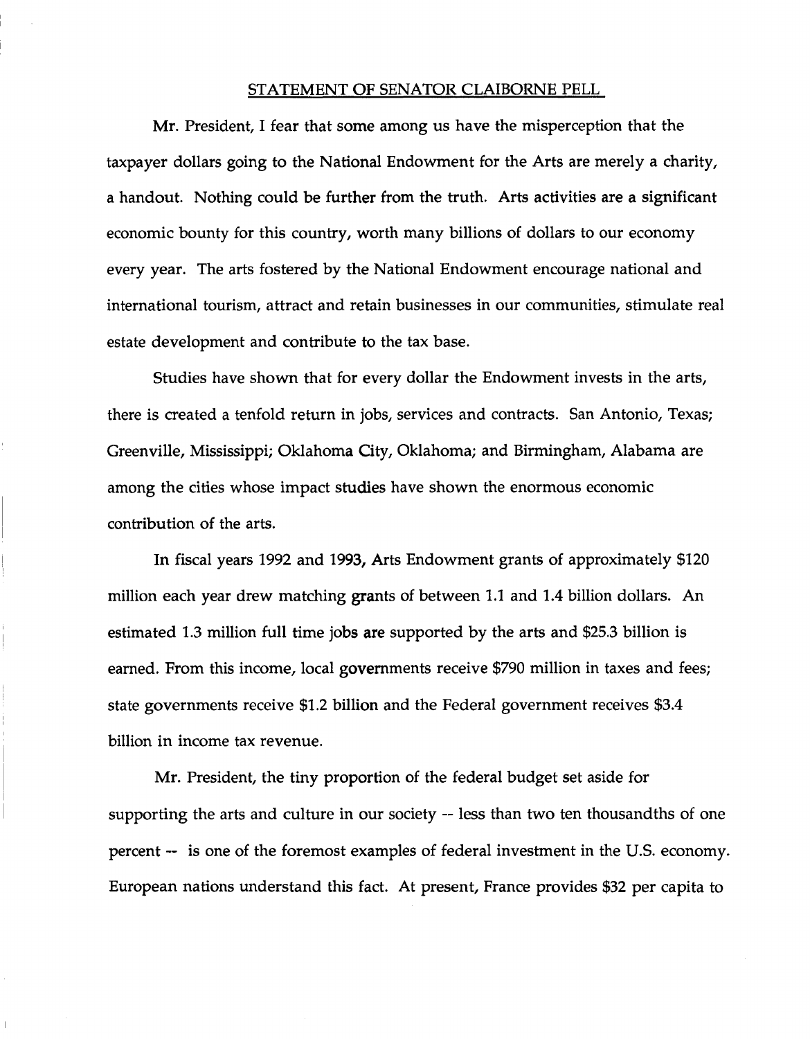STATEMENT OF SENATOR CLAIBORNE PELL

Mr. President, I fear that some among us have the misperception that the taxpayer dollars going to the National Endowment for the Arts are merely a charity, a handout. Nothing could be further from the truth. Arts activities are a significant economic bounty for this country, worth many billions of dollars to our economy every year. The arts fostered by the National Endowment encourage national and international tourism, attract and retain businesses in our communities, stimulate real estate development and contribute to the tax base.

Studies have shown that for every dollar the Endowment invests in the arts, there is created a tenfold return in jobs, services and contracts. San Antonio, Texas; Greenville, Mississippi; Oklahoma City, Oklahoma; and Birmingham, Alabama are among the cities whose impact studies have shown the enormous economic contribution of the arts.

In fiscal years 1992 and 1993, Arts Endowment grants of approximately $120 million each year drew matching grants of between 1.1 and 1.4 billion dollars. An estimated 1.3 million full time jobs are supported by the arts and $25.3 billion is earned. From this income, local governments receive $790 million in taxes and fees; state governments receive $1.2 billion and the Federal government receives $3.4 billion in income tax revenue.

Mr. President, the tiny proportion of the federal budget set aside for supporting the arts and culture in our society -- less than two ten thousandths of one percent -- is one of the foremost examples of federal investment in the U.S. economy. European nations understand this fact. At present, France provides $32 per capita to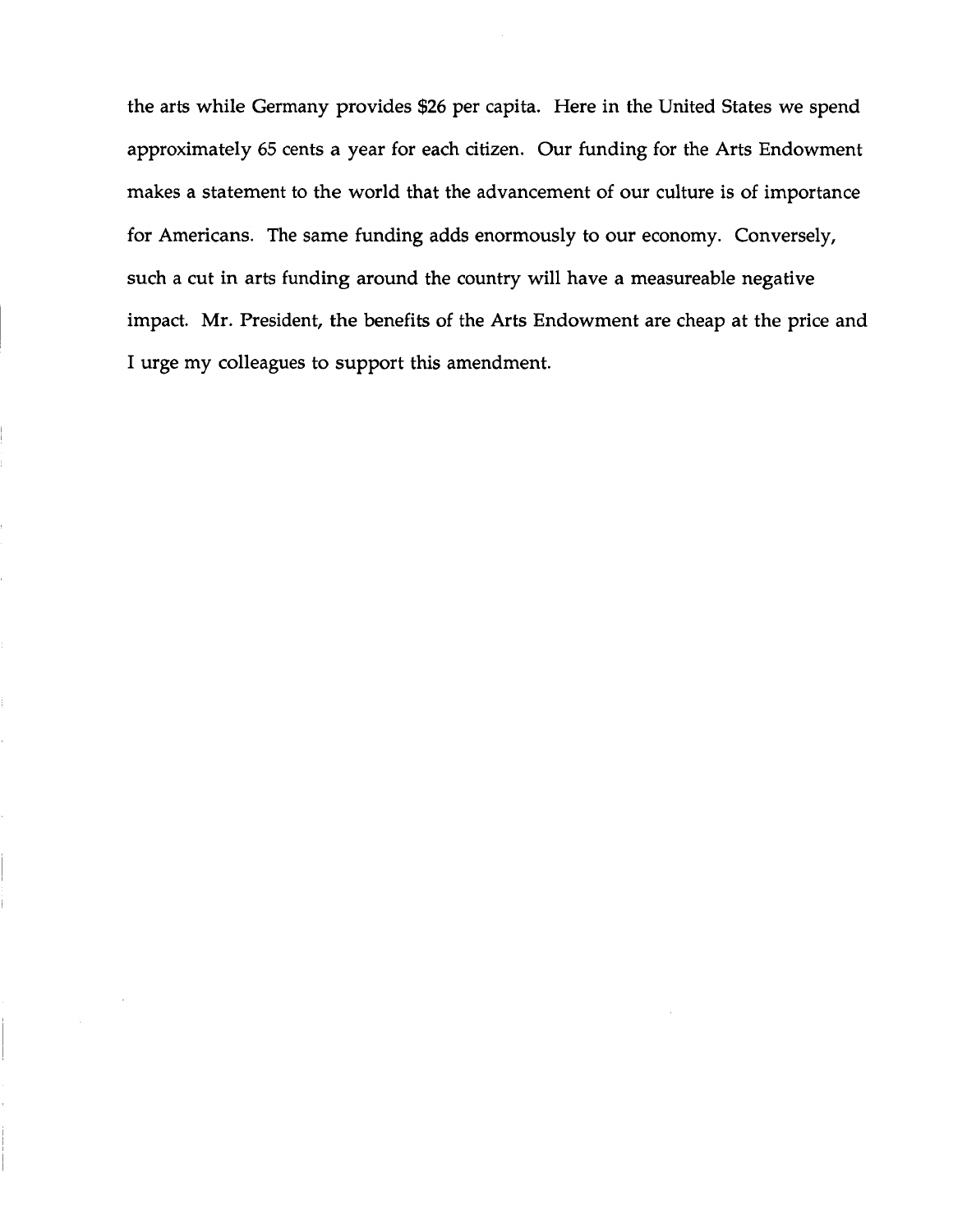the arts while Germany provides $26 per capita. Here in the United States we spend approximately 65 cents a year for each citizen. Our funding for the Arts Endowment makes a statement to the world that the advancement of our culture is of importance for Americans. The same funding adds enormously to our economy. Conversely, such a cut in arts funding around the country will have a measureable negative impact. Mr. President, the benefits of the Arts Endowment are cheap at the price and I urge my colleagues to support this amendment.